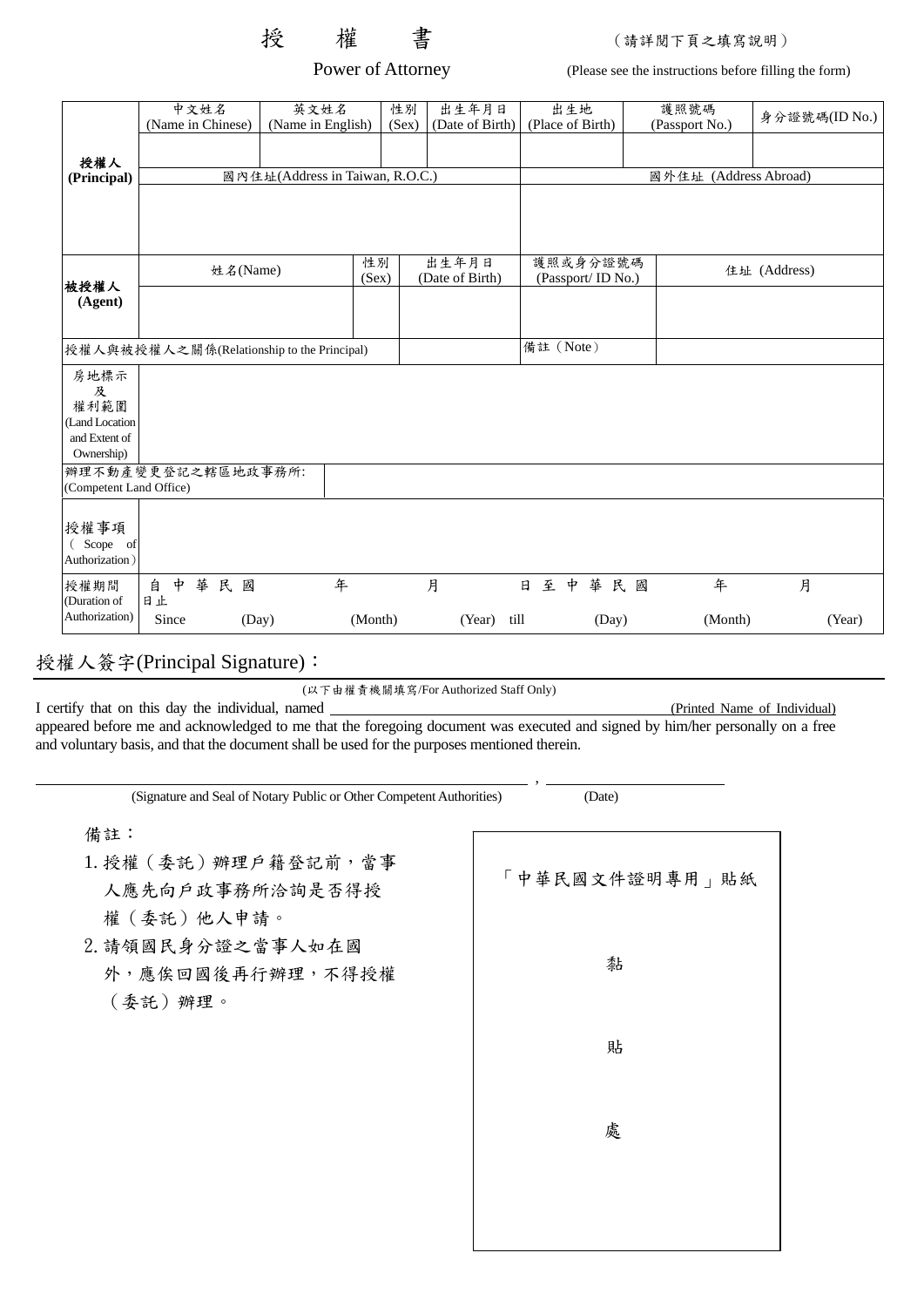# 授　權　書

（請詳閱下頁之填寫說明）

Power of Attorney　　(Please see the instructions before filling the form)

| | 中文姓名 (Name in Chinese) | 英文姓名 (Name in English) | 性別 (Sex) | 出生年月日 (Date of Birth) | 出生地 (Place of Birth) | 護照號碼 (Passport No.) | 身分證號碼(ID No.) |
|---|---|---|---|---|---|---|---|
| 授權人 (Principal) | | | | | | | |
| | 國內住址(Address in Taiwan, R.O.C.) | | | | 國外住址 (Address Abroad) | | |
| | | | | | | | |

| | 姓名(Name) | 性別 (Sex) | 出生年月日 (Date of Birth) | 護照或身分證號碼 (Passport/ ID No.) | 住址 (Address) |
|---|---|---|---|---|---|
| 被授權人 (Agent) | | | | | |
| 授權人與被授權人之關係(Relationship to the Principal) | | | | 備註（Note） | |

| | |
|---|---|
| 房地標示及權利範圍 (Land Location and Extent of Ownership) | |
| 辦理不動產變更登記之轄區地政事務所: (Competent Land Office) | |
| 授權事項 (Scope of Authorization) | |
| 授權期間 (Duration of Authorization) | 自中華民國　　年　　月　　日至中華民國　　年　　月　　日止 Since (Day) (Month) (Year) till (Day) (Month) (Year) |

授權人簽字(Principal Signature)：

(以下由權責機關填寫/For Authorized Staff Only)

I certify that on this day the individual, named ______________________ (Printed Name of Individual) appeared before me and acknowledged to me that the foregoing document was executed and signed by him/her personally on a free and voluntary basis, and that the document shall be used for the purposes mentioned therein.

______________________________________________, ____________________

(Signature and Seal of Notary Public or Other Competent Authorities)　　(Date)

備註：

1. 授權（委託）辦理戶籍登記前，當事人應先向戶政事務所洽詢是否得授權（委託）他人申請。
2. 請領國民身分證之當事人如在國外，應俟回國後再行辦理，不得授權（委託）辦理。

「中華民國文件證明專用」貼紙

黏

貼

處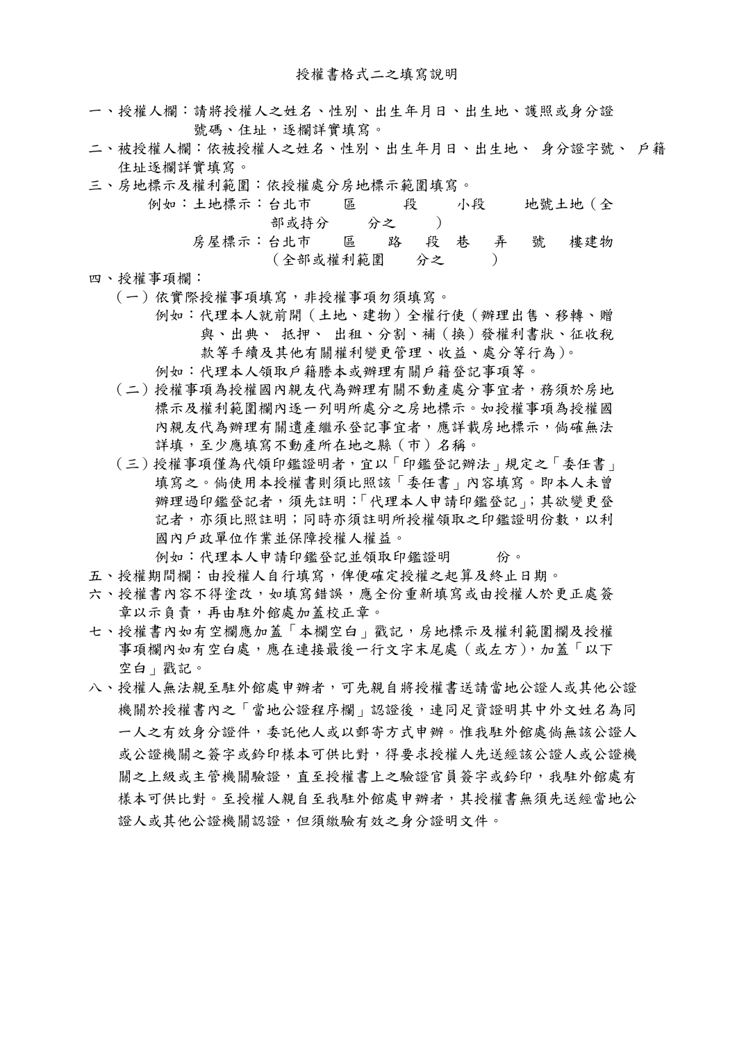# 授權書格式二之填寫說明

一、授權人欄：請將授權人之姓名、性別、出生年月日、出生地、護照或身分證號碼、住址，逐欄詳實填寫。

二、被授權人欄：依被授權人之姓名、性別、出生年月日、出生地、 身分證字號、 戶籍住址逐欄詳實填寫。

三、房地標示及權利範圍：依授權處分房地標示範圍填寫。

例如：土地標示：台北市　　區　　段　　小段　　地號土地（全部或持分　　分之　　）

房屋標示：台北市　　區　　路　段　巷　弄　號　樓建物（全部或權利範圍　　分之　　）

四、授權事項欄：

（一）依實際授權事項填寫，非授權事項勿須填寫。

例如：代理本人就前開（土地、建物）全權行使（辦理出售、移轉、贈與、出典、 抵押、 出租、分割、補（換）發權利書狀、征收稅款等手續及其他有關權利變更管理、收益、處分等行為）。

例如：代理本人領取戶籍謄本或辦理有關戶籍登記事項等。

（二）授權事項為授權國內親友代為辦理有關不動產處分事宜者，務須於房地標示及權利範圍欄內逐一列明所處分之房地標示。如授權事項為授權國內親友代為辦理有關遺產繼承登記事宜者，應詳載房地標示，倘確無法詳填，至少應填寫不動產所在地之縣（市）名稱。

（三）授權事項僅為代領印鑑證明者，宜以「印鑑登記辦法」規定之「委任書」填寫之。倘使用本授權書則須比照該「委任書」內容填寫。即本人未曾辦理過印鑑登記者，須先註明：「代理本人申請印鑑登記」；其欲變更登記者，亦須比照註明；同時亦須註明所授權領取之印鑑證明份數，以利國內戶政單位作業並保障授權人權益。

例如：代理本人申請印鑑登記並領取印鑑證明　　　份。

五、授權期間欄：由授權人自行填寫，俾便確定授權之起算及終止日期。

六、授權書內容不得塗改，如填寫錯誤，應全份重新填寫或由授權人於更正處簽章以示負責，再由駐外館處加蓋校正章。

七、授權書內如有空欄應加蓋「本欄空白」戳記，房地標示及權利範圍欄及授權事項欄內如有空白處，應在連接最後一行文字末尾處（或左方），加蓋「以下空白」戳記。

八、授權人無法親至駐外館處申辦者，可先親自將授權書送請當地公證人或其他公證機關於授權書內之「當地公證程序欄」認證後，連同足資證明其中外文姓名為同一人之有效身分證件，委託他人或以郵寄方式申辦。惟我駐外館處倘無該公證人或公證機關之簽字或鈐印樣本可供比對，得要求授權人先送經該公證人或公證機關之上級或主管機關驗證，直至授權書上之驗證官員簽字或鈐印，我駐外館處有樣本可供比對。至授權人親自至我駐外館處申辦者，其授權書無須先送經當地公證人或其他公證機關認證，但須繳驗有效之身分證明文件。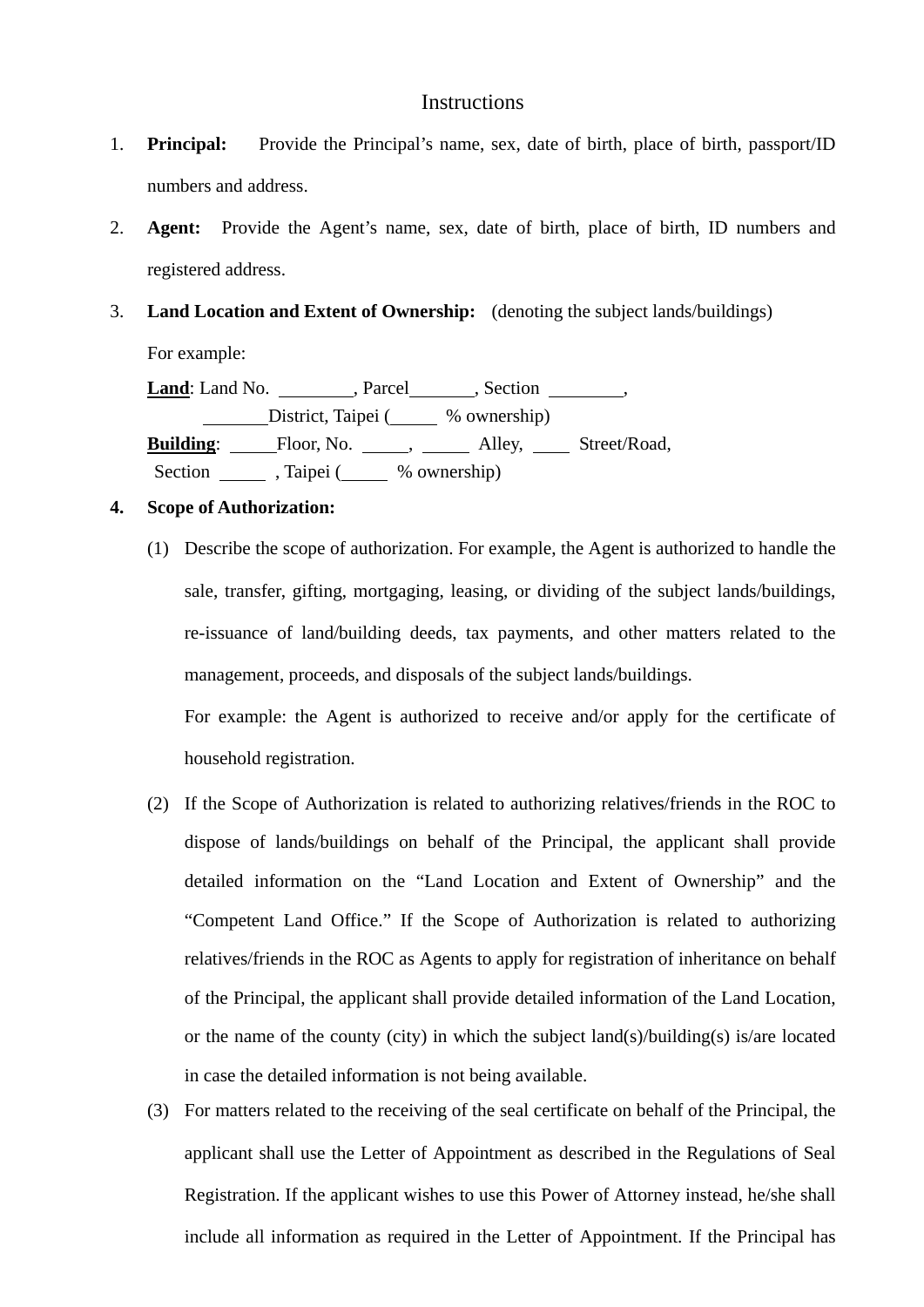# Instructions

1. **Principal:** Provide the Principal's name, sex, date of birth, place of birth, passport/ID numbers and address.

2. **Agent:** Provide the Agent's name, sex, date of birth, place of birth, ID numbers and registered address.

3. **Land Location and Extent of Ownership:** (denoting the subject lands/buildings)

   For example:

   **Land**: Land No. ________, Parcel_______, Section ________, _______District, Taipei (_____ % ownership)

   **Building**: _____Floor, No. _____, _____ Alley, ____ Street/Road, Section _____ , Taipei (_____ % ownership)

4. **Scope of Authorization:**

   (1) Describe the scope of authorization. For example, the Agent is authorized to handle the sale, transfer, gifting, mortgaging, leasing, or dividing of the subject lands/buildings, re-issuance of land/building deeds, tax payments, and other matters related to the management, proceeds, and disposals of the subject lands/buildings.

   For example: the Agent is authorized to receive and/or apply for the certificate of household registration.

   (2) If the Scope of Authorization is related to authorizing relatives/friends in the ROC to dispose of lands/buildings on behalf of the Principal, the applicant shall provide detailed information on the "Land Location and Extent of Ownership" and the "Competent Land Office." If the Scope of Authorization is related to authorizing relatives/friends in the ROC as Agents to apply for registration of inheritance on behalf of the Principal, the applicant shall provide detailed information of the Land Location, or the name of the county (city) in which the subject land(s)/building(s) is/are located in case the detailed information is not being available.

   (3) For matters related to the receiving of the seal certificate on behalf of the Principal, the applicant shall use the Letter of Appointment as described in the Regulations of Seal Registration. If the applicant wishes to use this Power of Attorney instead, he/she shall include all information as required in the Letter of Appointment. If the Principal has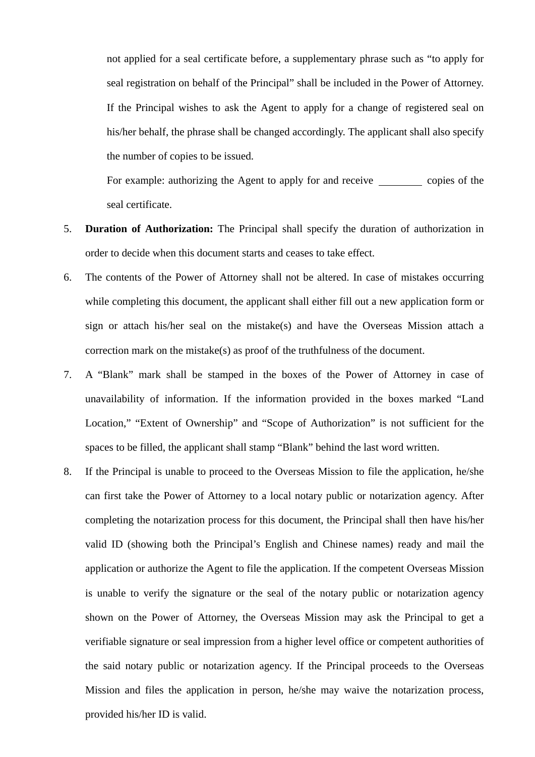not applied for a seal certificate before, a supplementary phrase such as “to apply for seal registration on behalf of the Principal” shall be included in the Power of Attorney. If the Principal wishes to ask the Agent to apply for a change of registered seal on his/her behalf, the phrase shall be changed accordingly. The applicant shall also specify the number of copies to be issued.

For example: authorizing the Agent to apply for and receive ________ copies of the seal certificate.

5. **Duration of Authorization:** The Principal shall specify the duration of authorization in order to decide when this document starts and ceases to take effect.
6. The contents of the Power of Attorney shall not be altered. In case of mistakes occurring while completing this document, the applicant shall either fill out a new application form or sign or attach his/her seal on the mistake(s) and have the Overseas Mission attach a correction mark on the mistake(s) as proof of the truthfulness of the document.
7. A “Blank” mark shall be stamped in the boxes of the Power of Attorney in case of unavailability of information. If the information provided in the boxes marked “Land Location,” “Extent of Ownership” and “Scope of Authorization” is not sufficient for the spaces to be filled, the applicant shall stamp “Blank” behind the last word written.
8. If the Principal is unable to proceed to the Overseas Mission to file the application, he/she can first take the Power of Attorney to a local notary public or notarization agency. After completing the notarization process for this document, the Principal shall then have his/her valid ID (showing both the Principal’s English and Chinese names) ready and mail the application or authorize the Agent to file the application. If the competent Overseas Mission is unable to verify the signature or the seal of the notary public or notarization agency shown on the Power of Attorney, the Overseas Mission may ask the Principal to get a verifiable signature or seal impression from a higher level office or competent authorities of the said notary public or notarization agency. If the Principal proceeds to the Overseas Mission and files the application in person, he/she may waive the notarization process, provided his/her ID is valid.